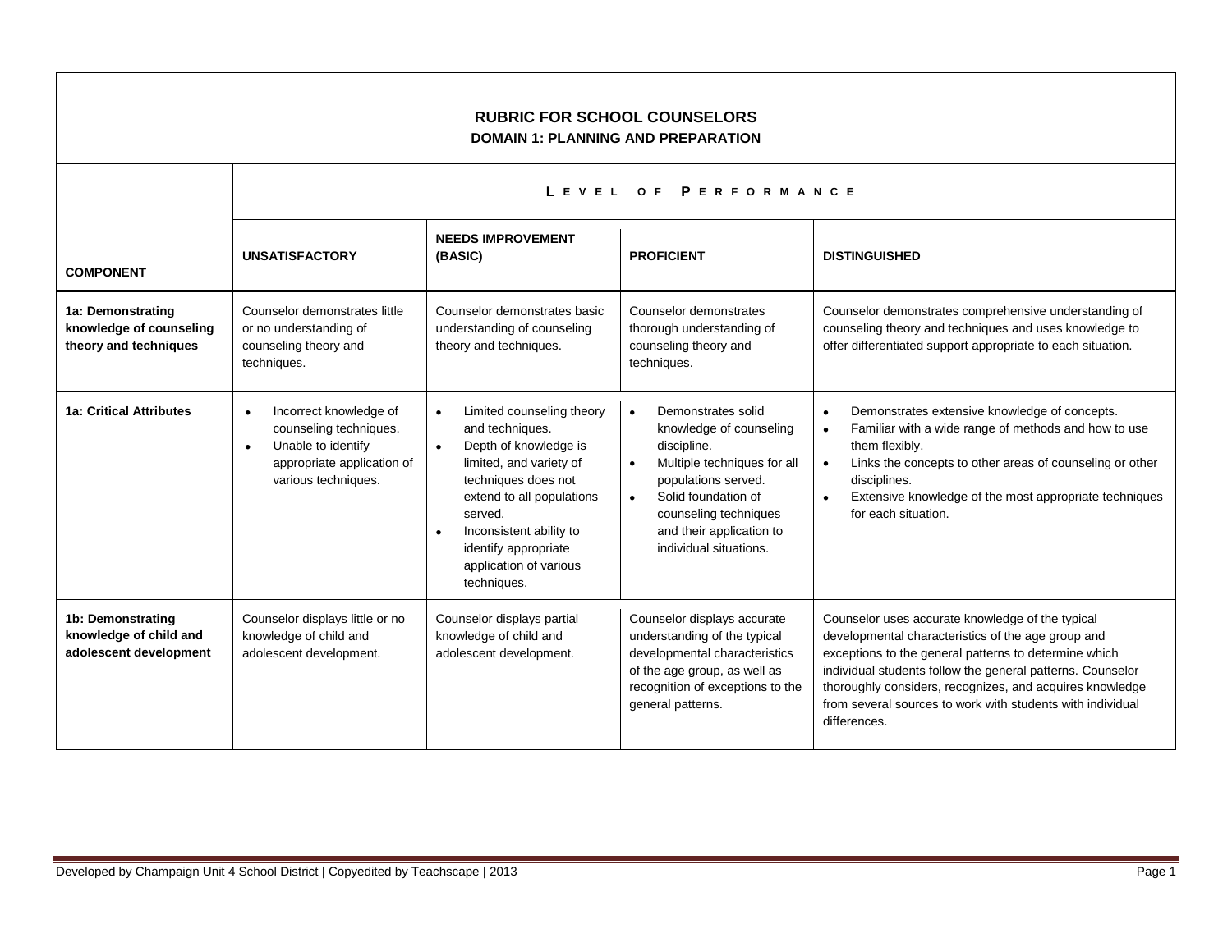# RUBRIC FOR SCHOOL COUNSELORS

## DOMAIN 1: PLANNING AND PREPARATION

| COMPONENT | LEVEL OF PERFORMANCE | | | |
|---|---|---|---|---|
| | **UNSATISFACTORY** | **NEEDS IMPROVEMENT (BASIC)** | **PROFICIENT** | **DISTINGUISHED** |
| **1a: Demonstrating knowledge of counseling theory and techniques** | Counselor demonstrates little or no understanding of counseling theory and techniques. | Counselor demonstrates basic understanding of counseling theory and techniques. | Counselor demonstrates thorough understanding of counseling theory and techniques. | Counselor demonstrates comprehensive understanding of counseling theory and techniques and uses knowledge to offer differentiated support appropriate to each situation. |
| **1a: Critical Attributes** | • Incorrect knowledge of counseling techniques.<br>• Unable to identify appropriate application of various techniques. | • Limited counseling theory and techniques.<br>• Depth of knowledge is limited, and variety of techniques does not extend to all populations served.<br>• Inconsistent ability to identify appropriate application of various techniques. | • Demonstrates solid knowledge of counseling discipline.<br>• Multiple techniques for all populations served.<br>• Solid foundation of counseling techniques and their application to individual situations. | • Demonstrates extensive knowledge of concepts.<br>• Familiar with a wide range of methods and how to use them flexibly.<br>• Links the concepts to other areas of counseling or other disciplines.<br>• Extensive knowledge of the most appropriate techniques for each situation. |
| **1b: Demonstrating knowledge of child and adolescent development** | Counselor displays little or no knowledge of child and adolescent development. | Counselor displays partial knowledge of child and adolescent development. | Counselor displays accurate understanding of the typical developmental characteristics of the age group, as well as recognition of exceptions to the general patterns. | Counselor uses accurate knowledge of the typical developmental characteristics of the age group and exceptions to the general patterns to determine which individual students follow the general patterns. Counselor thoroughly considers, recognizes, and acquires knowledge from several sources to work with students with individual differences. |

Developed by Champaign Unit 4 School District | Copyedited by Teachscape | 2013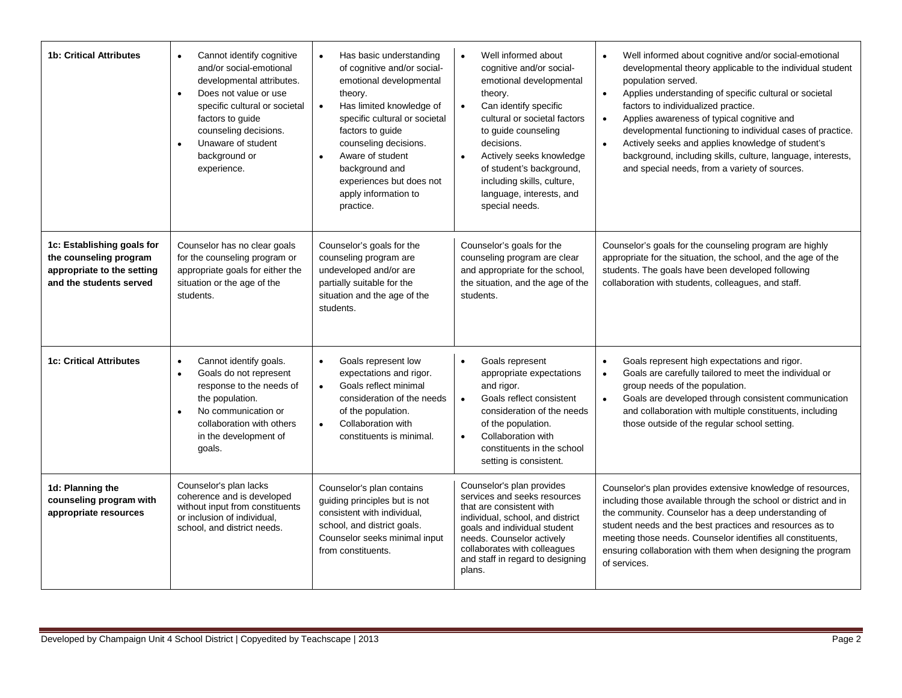| | | | | |
|---|---|---|---|---|
| **1b: Critical Attributes** | • Cannot identify cognitive and/or social-emotional developmental attributes.<br>• Does not value or use specific cultural or societal factors to guide counseling decisions.<br>• Unaware of student background or experience. | • Has basic understanding of cognitive and/or social-emotional developmental theory.<br>• Has limited knowledge of specific cultural or societal factors to guide counseling decisions.<br>• Aware of student background and experiences but does not apply information to practice. | • Well informed about cognitive and/or social-emotional developmental theory.<br>• Can identify specific cultural or societal factors to guide counseling decisions.<br>• Actively seeks knowledge of student's background, including skills, culture, language, interests, and special needs. | • Well informed about cognitive and/or social-emotional developmental theory applicable to the individual student population served.<br>• Applies understanding of specific cultural or societal factors to individualized practice.<br>• Applies awareness of typical cognitive and developmental functioning to individual cases of practice.<br>• Actively seeks and applies knowledge of student's background, including skills, culture, language, interests, and special needs, from a variety of sources. |
| **1c: Establishing goals for the counseling program appropriate to the setting and the students served** | Counselor has no clear goals for the counseling program or appropriate goals for either the situation or the age of the students. | Counselor's goals for the counseling program are undeveloped and/or are partially suitable for the situation and the age of the students. | Counselor's goals for the counseling program are clear and appropriate for the school, the situation, and the age of the students. | Counselor's goals for the counseling program are highly appropriate for the situation, the school, and the age of the students. The goals have been developed following collaboration with students, colleagues, and staff. |
| **1c: Critical Attributes** | • Cannot identify goals.<br>• Goals do not represent response to the needs of the population.<br>• No communication or collaboration with others in the development of goals. | • Goals represent low expectations and rigor.<br>• Goals reflect minimal consideration of the needs of the population.<br>• Collaboration with constituents is minimal. | • Goals represent appropriate expectations and rigor.<br>• Goals reflect consistent consideration of the needs of the population.<br>• Collaboration with constituents in the school setting is consistent. | • Goals represent high expectations and rigor.<br>• Goals are carefully tailored to meet the individual or group needs of the population.<br>• Goals are developed through consistent communication and collaboration with multiple constituents, including those outside of the regular school setting. |
| **1d: Planning the counseling program with appropriate resources** | Counselor's plan lacks coherence and is developed without input from constituents or inclusion of individual, school, and district needs. | Counselor's plan contains guiding principles but is not consistent with individual, school, and district goals. Counselor seeks minimal input from constituents. | Counselor's plan provides services and seeks resources that are consistent with individual, school, and district goals and individual student needs. Counselor actively collaborates with colleagues and staff in regard to designing plans. | Counselor's plan provides extensive knowledge of resources, including those available through the school or district and in the community. Counselor has a deep understanding of student needs and the best practices and resources as to meeting those needs. Counselor identifies all constituents, ensuring collaboration with them when designing the program of services. |

Developed by Champaign Unit 4 School District | Copyedited by Teachscape | 2013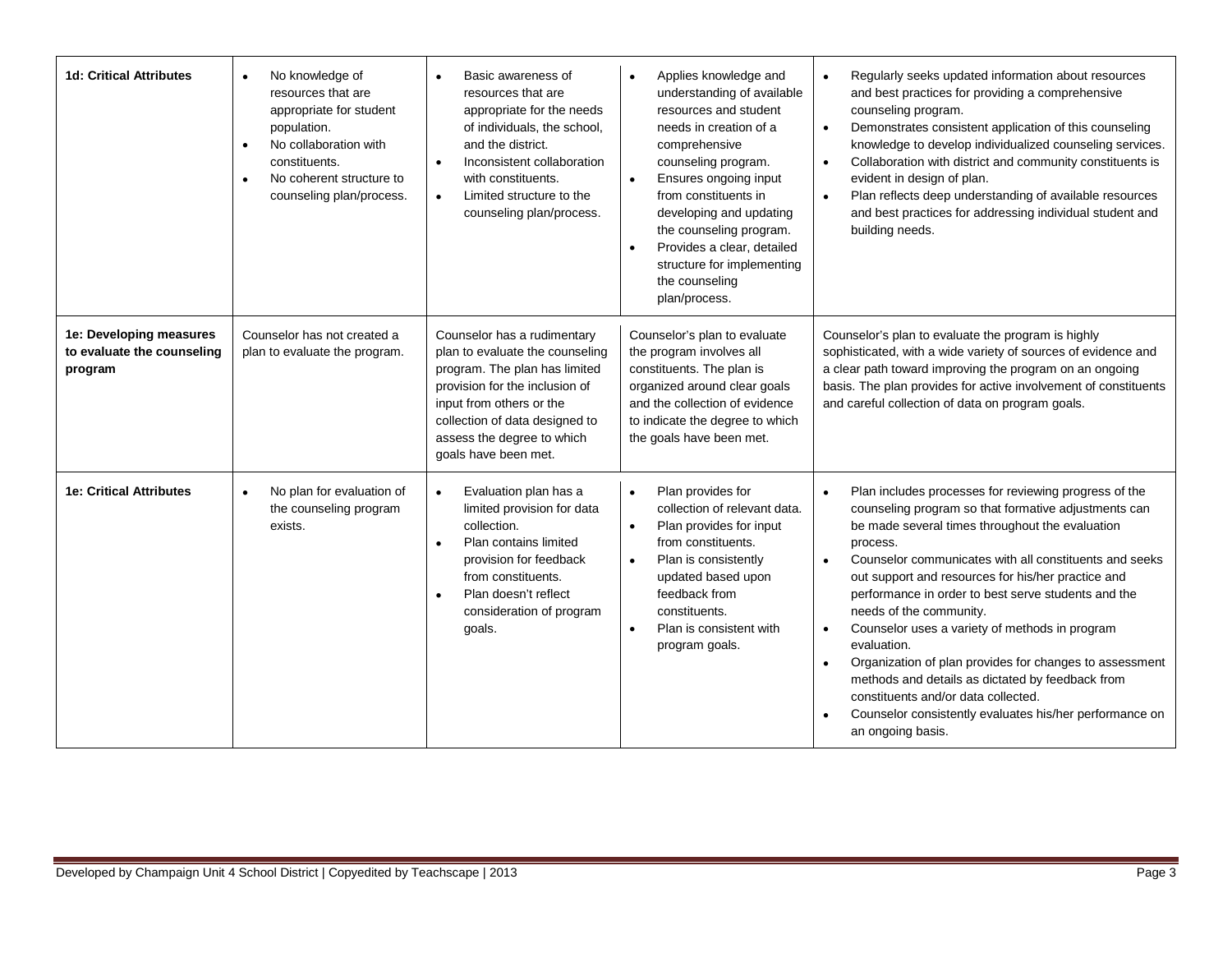| | | | | |
|---|---|---|---|---|
| **1d: Critical Attributes** | • No knowledge of resources that are appropriate for student population.<br>• No collaboration with constituents.<br>• No coherent structure to counseling plan/process. | • Basic awareness of resources that are appropriate for the needs of individuals, the school, and the district.<br>• Inconsistent collaboration with constituents.<br>• Limited structure to the counseling plan/process. | • Applies knowledge and understanding of available resources and student needs in creation of a comprehensive counseling program.<br>• Ensures ongoing input from constituents in developing and updating the counseling program.<br>• Provides a clear, detailed structure for implementing the counseling plan/process. | • Regularly seeks updated information about resources and best practices for providing a comprehensive counseling program.<br>• Demonstrates consistent application of this counseling knowledge to develop individualized counseling services.<br>• Collaboration with district and community constituents is evident in design of plan.<br>• Plan reflects deep understanding of available resources and best practices for addressing individual student and building needs. |
| **1e: Developing measures to evaluate the counseling program** | Counselor has not created a plan to evaluate the program. | Counselor has a rudimentary plan to evaluate the counseling program. The plan has limited provision for the inclusion of input from others or the collection of data designed to assess the degree to which goals have been met. | Counselor's plan to evaluate the program involves all constituents. The plan is organized around clear goals and the collection of evidence to indicate the degree to which the goals have been met. | Counselor's plan to evaluate the program is highly sophisticated, with a wide variety of sources of evidence and a clear path toward improving the program on an ongoing basis. The plan provides for active involvement of constituents and careful collection of data on program goals. |
| **1e: Critical Attributes** | • No plan for evaluation of the counseling program exists. | • Evaluation plan has a limited provision for data collection.<br>• Plan contains limited provision for feedback from constituents.<br>• Plan doesn't reflect consideration of program goals. | • Plan provides for collection of relevant data.<br>• Plan provides for input from constituents.<br>• Plan is consistently updated based upon feedback from constituents.<br>• Plan is consistent with program goals. | • Plan includes processes for reviewing progress of the counseling program so that formative adjustments can be made several times throughout the evaluation process.<br>• Counselor communicates with all constituents and seeks out support and resources for his/her practice and performance in order to best serve students and the needs of the community.<br>• Counselor uses a variety of methods in program evaluation.<br>• Organization of plan provides for changes to assessment methods and details as dictated by feedback from constituents and/or data collected.<br>• Counselor consistently evaluates his/her performance on an ongoing basis. |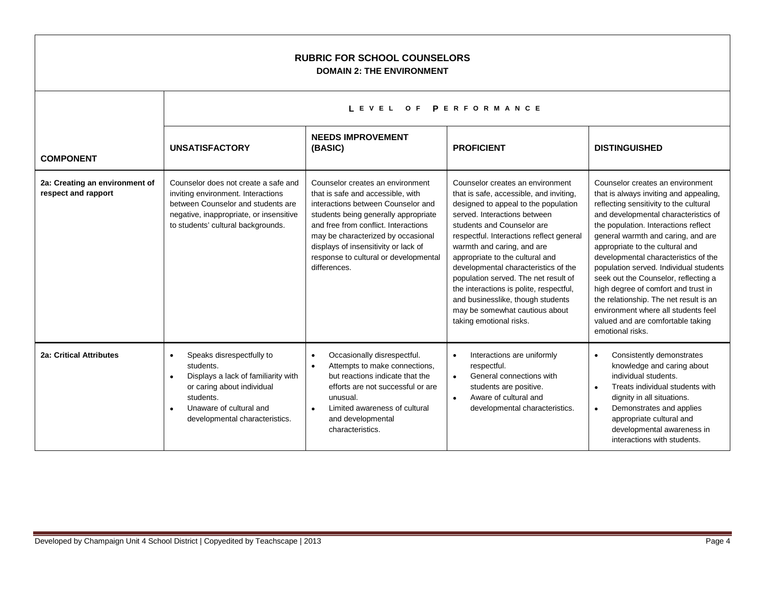# RUBRIC FOR SCHOOL COUNSELORS

## DOMAIN 2: THE ENVIRONMENT

| COMPONENT | LEVEL OF PERFORMANCE | | | |
|---|---|---|---|---|
| | **UNSATISFACTORY** | **NEEDS IMPROVEMENT (BASIC)** | **PROFICIENT** | **DISTINGUISHED** |
| **2a: Creating an environment of respect and rapport** | Counselor does not create a safe and inviting environment. Interactions between Counselor and students are negative, inappropriate, or insensitive to students' cultural backgrounds. | Counselor creates an environment that is safe and accessible, with interactions between Counselor and students being generally appropriate and free from conflict. Interactions may be characterized by occasional displays of insensitivity or lack of response to cultural or developmental differences. | Counselor creates an environment that is safe, accessible, and inviting, designed to appeal to the population served. Interactions between students and Counselor are respectful. Interactions reflect general warmth and caring, and are appropriate to the cultural and developmental characteristics of the population served. The net result of the interactions is polite, respectful, and businesslike, though students may be somewhat cautious about taking emotional risks. | Counselor creates an environment that is always inviting and appealing, reflecting sensitivity to the cultural and developmental characteristics of the population. Interactions reflect general warmth and caring, and are appropriate to the cultural and developmental characteristics of the population served. Individual students seek out the Counselor, reflecting a high degree of comfort and trust in the relationship. The net result is an environment where all students feel valued and are comfortable taking emotional risks. |
| **2a: Critical Attributes** | • Speaks disrespectfully to students.<br>• Displays a lack of familiarity with or caring about individual students.<br>• Unaware of cultural and developmental characteristics. | • Occasionally disrespectful.<br>• Attempts to make connections, but reactions indicate that the efforts are not successful or are unusual.<br>• Limited awareness of cultural and developmental characteristics. | • Interactions are uniformly respectful.<br>• General connections with students are positive.<br>• Aware of cultural and developmental characteristics. | • Consistently demonstrates knowledge and caring about individual students.<br>• Treats individual students with dignity in all situations.<br>• Demonstrates and applies appropriate cultural and developmental awareness in interactions with students. |

Developed by Champaign Unit 4 School District | Copyedited by Teachscape | 2013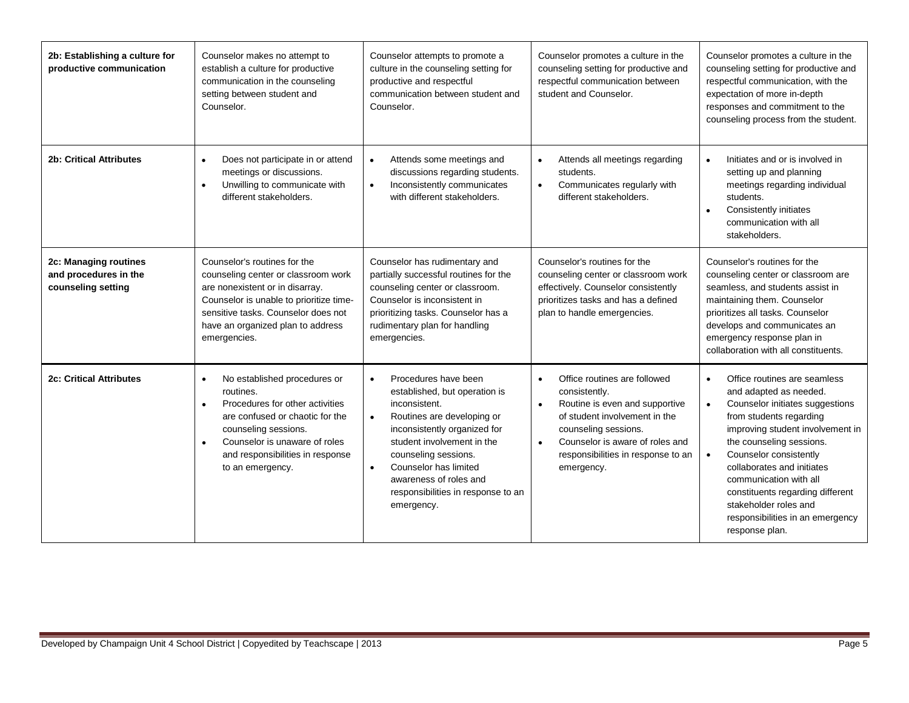| | | | | |
|---|---|---|---|---|
| **2b: Establishing a culture for productive communication** | Counselor makes no attempt to establish a culture for productive communication in the counseling setting between student and Counselor. | Counselor attempts to promote a culture in the counseling setting for productive and respectful communication between student and Counselor. | Counselor promotes a culture in the counseling setting for productive and respectful communication between student and Counselor. | Counselor promotes a culture in the counseling setting for productive and respectful communication, with the expectation of more in-depth responses and commitment to the counseling process from the student. |
| **2b: Critical Attributes** | • Does not participate in or attend meetings or discussions.<br>• Unwilling to communicate with different stakeholders. | • Attends some meetings and discussions regarding students.<br>• Inconsistently communicates with different stakeholders. | • Attends all meetings regarding students.<br>• Communicates regularly with different stakeholders. | • Initiates and or is involved in setting up and planning meetings regarding individual students.<br>• Consistently initiates communication with all stakeholders. |
| **2c: Managing routines and procedures in the counseling setting** | Counselor's routines for the counseling center or classroom work are nonexistent or in disarray. Counselor is unable to prioritize time-sensitive tasks. Counselor does not have an organized plan to address emergencies. | Counselor has rudimentary and partially successful routines for the counseling center or classroom. Counselor is inconsistent in prioritizing tasks. Counselor has a rudimentary plan for handling emergencies. | Counselor's routines for the counseling center or classroom work effectively. Counselor consistently prioritizes tasks and has a defined plan to handle emergencies. | Counselor's routines for the counseling center or classroom are seamless, and students assist in maintaining them. Counselor prioritizes all tasks. Counselor develops and communicates an emergency response plan in collaboration with all constituents. |
| **2c: Critical Attributes** | • No established procedures or routines.<br>• Procedures for other activities are confused or chaotic for the counseling sessions.<br>• Counselor is unaware of roles and responsibilities in response to an emergency. | • Procedures have been established, but operation is inconsistent.<br>• Routines are developing or inconsistently organized for student involvement in the counseling sessions.<br>• Counselor has limited awareness of roles and responsibilities in response to an emergency. | • Office routines are followed consistently.<br>• Routine is even and supportive of student involvement in the counseling sessions.<br>• Counselor is aware of roles and responsibilities in response to an emergency. | • Office routines are seamless and adapted as needed.<br>• Counselor initiates suggestions from students regarding improving student involvement in the counseling sessions.<br>• Counselor consistently collaborates and initiates communication with all constituents regarding different stakeholder roles and responsibilities in an emergency response plan. |

Developed by Champaign Unit 4 School District | Copyedited by Teachscape | 2013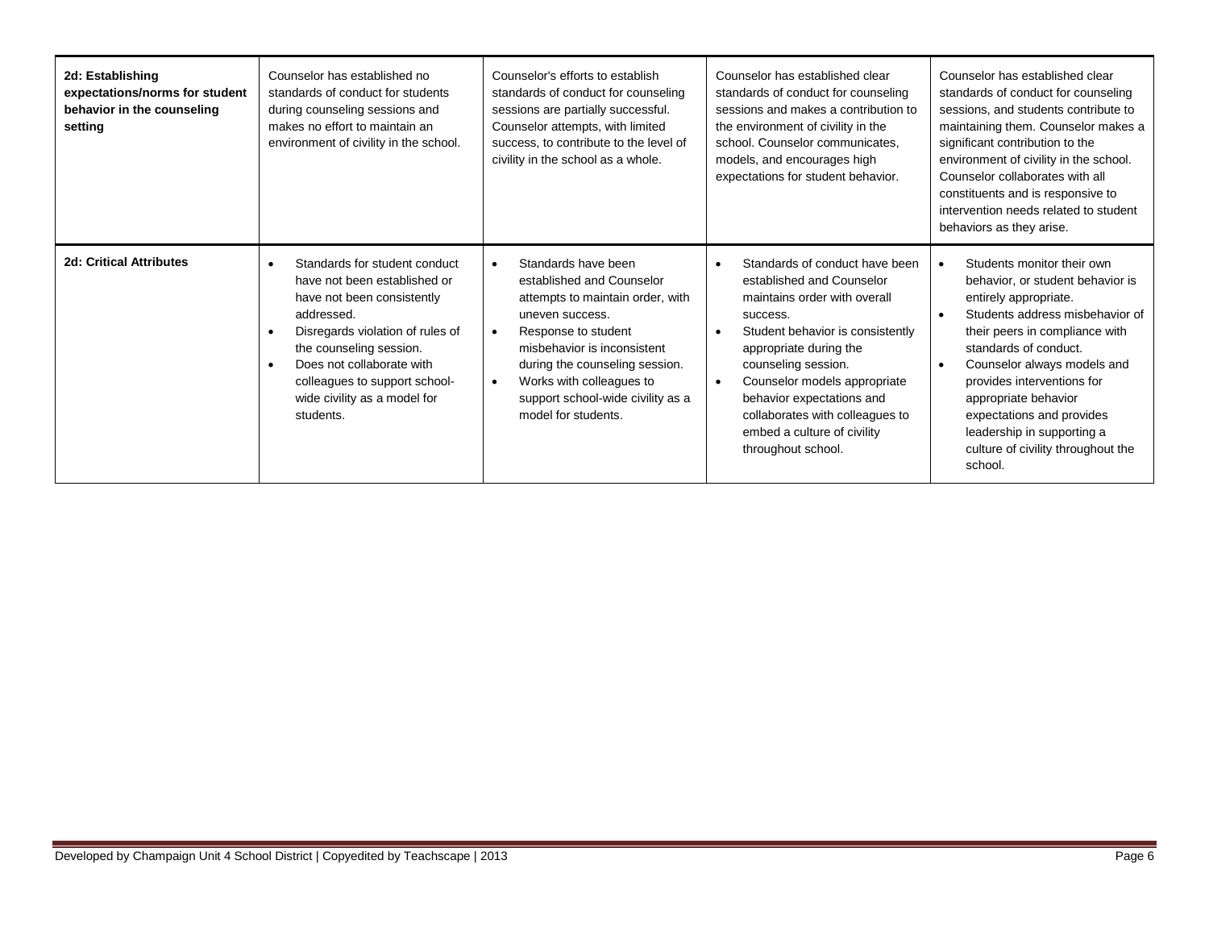| **2d: Establishing expectations/norms for student behavior in the counseling setting** | Counselor has established no standards of conduct for students during counseling sessions and makes no effort to maintain an environment of civility in the school. | Counselor's efforts to establish standards of conduct for counseling sessions are partially successful. Counselor attempts, with limited success, to contribute to the level of civility in the school as a whole. | Counselor has established clear standards of conduct for counseling sessions and makes a contribution to the environment of civility in the school. Counselor communicates, models, and encourages high expectations for student behavior. | Counselor has established clear standards of conduct for counseling sessions, and students contribute to maintaining them. Counselor makes a significant contribution to the environment of civility in the school. Counselor collaborates with all constituents and is responsive to intervention needs related to student behaviors as they arise. |
|---|---|---|---|---|
| **2d: Critical Attributes** | • Standards for student conduct have not been established or have not been consistently addressed.<br>• Disregards violation of rules of the counseling session.<br>• Does not collaborate with colleagues to support school-wide civility as a model for students. | • Standards have been established and Counselor attempts to maintain order, with uneven success.<br>• Response to student misbehavior is inconsistent during the counseling session.<br>• Works with colleagues to support school-wide civility as a model for students. | • Standards of conduct have been established and Counselor maintains order with overall success.<br>• Student behavior is consistently appropriate during the counseling session.<br>• Counselor models appropriate behavior expectations and collaborates with colleagues to embed a culture of civility throughout school. | • Students monitor their own behavior, or student behavior is entirely appropriate.<br>• Students address misbehavior of their peers in compliance with standards of conduct.<br>• Counselor always models and provides interventions for appropriate behavior expectations and provides leadership in supporting a culture of civility throughout the school. |

Developed by Champaign Unit 4 School District | Copyedited by Teachscape | 2013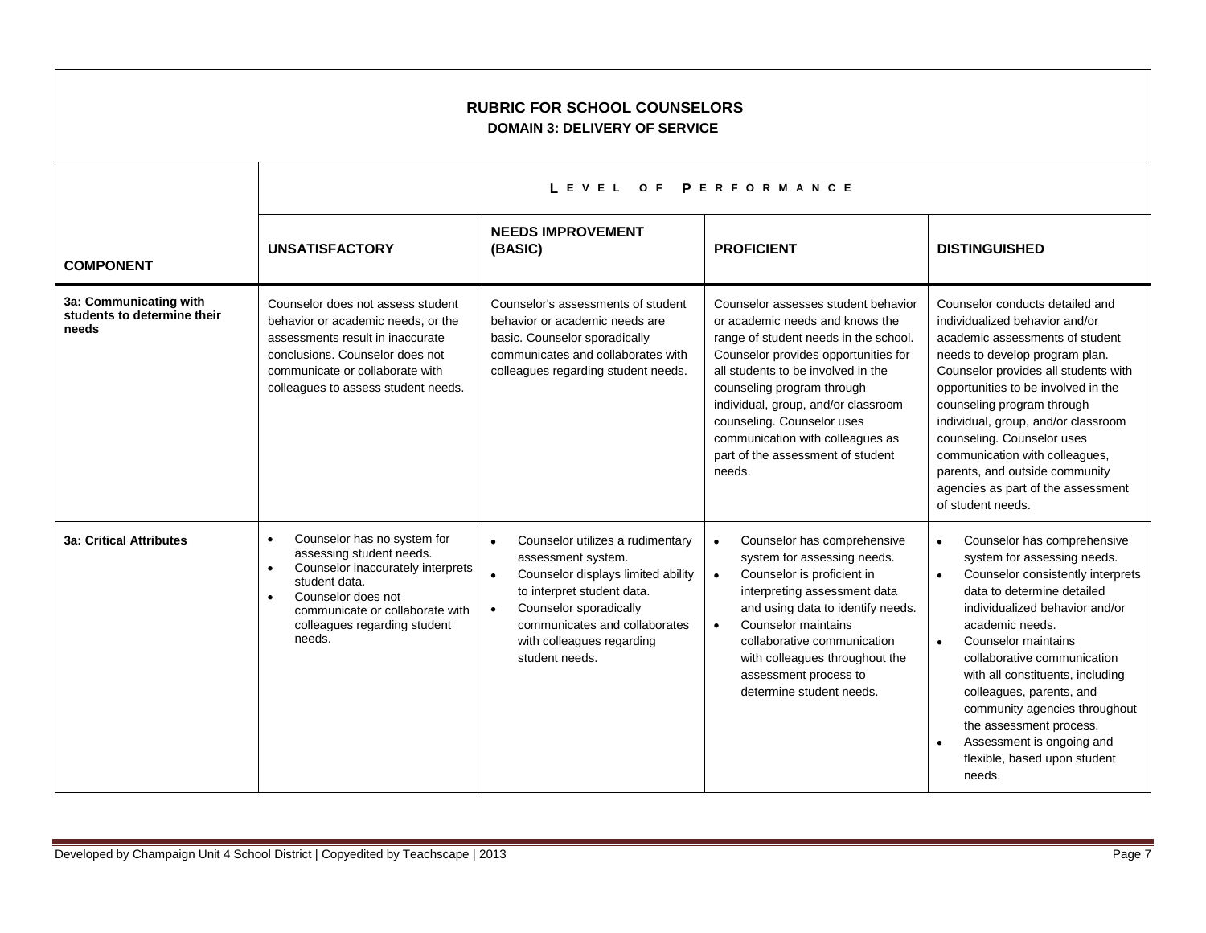# RUBRIC FOR SCHOOL COUNSELORS

## DOMAIN 3: DELIVERY OF SERVICE

| COMPONENT | LEVEL OF PERFORMANCE | | | |
|---|---|---|---|---|
| | **UNSATISFACTORY** | **NEEDS IMPROVEMENT (BASIC)** | **PROFICIENT** | **DISTINGUISHED** |
| **3a: Communicating with students to determine their needs** | Counselor does not assess student behavior or academic needs, or the assessments result in inaccurate conclusions. Counselor does not communicate or collaborate with colleagues to assess student needs. | Counselor's assessments of student behavior or academic needs are basic. Counselor sporadically communicates and collaborates with colleagues regarding student needs. | Counselor assesses student behavior or academic needs and knows the range of student needs in the school. Counselor provides opportunities for all students to be involved in the counseling program through individual, group, and/or classroom counseling. Counselor uses communication with colleagues as part of the assessment of student needs. | Counselor conducts detailed and individualized behavior and/or academic assessments of student needs to develop program plan. Counselor provides all students with opportunities to be involved in the counseling program through individual, group, and/or classroom counseling. Counselor uses communication with colleagues, parents, and outside community agencies as part of the assessment of student needs. |
| **3a: Critical Attributes** | • Counselor has no system for assessing student needs.<br>• Counselor inaccurately interprets student data.<br>• Counselor does not communicate or collaborate with colleagues regarding student needs. | • Counselor utilizes a rudimentary assessment system.<br>• Counselor displays limited ability to interpret student data.<br>• Counselor sporadically communicates and collaborates with colleagues regarding student needs. | • Counselor has comprehensive system for assessing needs.<br>• Counselor is proficient in interpreting assessment data and using data to identify needs.<br>• Counselor maintains collaborative communication with colleagues throughout the assessment process to determine student needs. | • Counselor has comprehensive system for assessing needs.<br>• Counselor consistently interprets data to determine detailed individualized behavior and/or academic needs.<br>• Counselor maintains collaborative communication with all constituents, including colleagues, parents, and community agencies throughout the assessment process.<br>• Assessment is ongoing and flexible, based upon student needs. |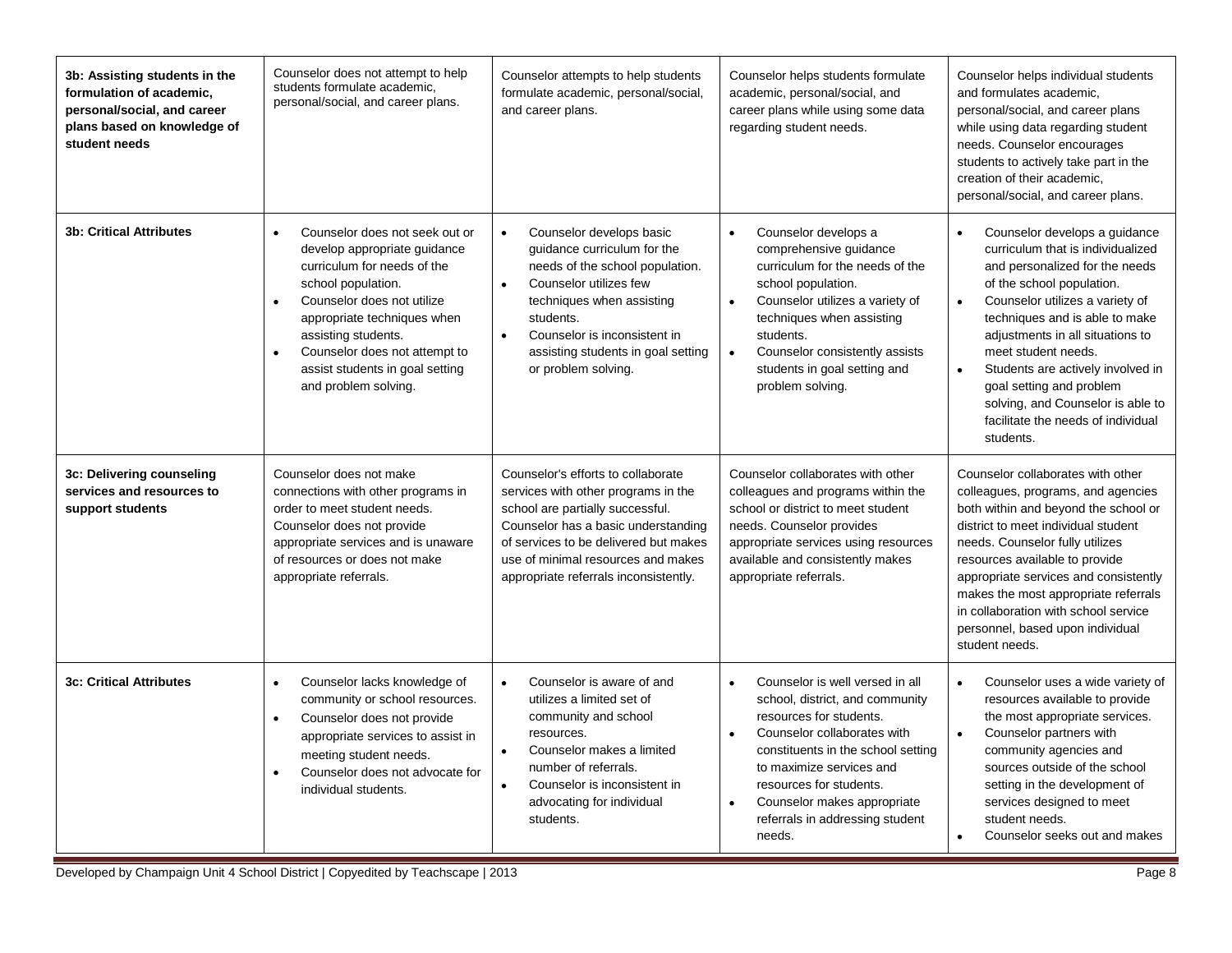| | | | | |
|---|---|---|---|---|
| **3b: Assisting students in the formulation of academic, personal/social, and career plans based on knowledge of student needs** | Counselor does not attempt to help students formulate academic, personal/social, and career plans. | Counselor attempts to help students formulate academic, personal/social, and career plans. | Counselor helps students formulate academic, personal/social, and career plans while using some data regarding student needs. | Counselor helps individual students and formulates academic, personal/social, and career plans while using data regarding student needs. Counselor encourages students to actively take part in the creation of their academic, personal/social, and career plans. |
| **3b: Critical Attributes** | • Counselor does not seek out or develop appropriate guidance curriculum for needs of the school population.<br>• Counselor does not utilize appropriate techniques when assisting students.<br>• Counselor does not attempt to assist students in goal setting and problem solving. | • Counselor develops basic guidance curriculum for the needs of the school population.<br>• Counselor utilizes few techniques when assisting students.<br>• Counselor is inconsistent in assisting students in goal setting or problem solving. | • Counselor develops a comprehensive guidance curriculum for the needs of the school population.<br>• Counselor utilizes a variety of techniques when assisting students.<br>• Counselor consistently assists students in goal setting and problem solving. | • Counselor develops a guidance curriculum that is individualized and personalized for the needs of the school population.<br>• Counselor utilizes a variety of techniques and is able to make adjustments in all situations to meet student needs.<br>• Students are actively involved in goal setting and problem solving, and Counselor is able to facilitate the needs of individual students. |
| **3c: Delivering counseling services and resources to support students** | Counselor does not make connections with other programs in order to meet student needs. Counselor does not provide appropriate services and is unaware of resources or does not make appropriate referrals. | Counselor's efforts to collaborate services with other programs in the school are partially successful. Counselor has a basic understanding of services to be delivered but makes use of minimal resources and makes appropriate referrals inconsistently. | Counselor collaborates with other colleagues and programs within the school or district to meet student needs. Counselor provides appropriate services using resources available and consistently makes appropriate referrals. | Counselor collaborates with other colleagues, programs, and agencies both within and beyond the school or district to meet individual student needs. Counselor fully utilizes resources available to provide appropriate services and consistently makes the most appropriate referrals in collaboration with school service personnel, based upon individual student needs. |
| **3c: Critical Attributes** | • Counselor lacks knowledge of community or school resources.<br>• Counselor does not provide appropriate services to assist in meeting student needs.<br>• Counselor does not advocate for individual students. | • Counselor is aware of and utilizes a limited set of community and school resources.<br>• Counselor makes a limited number of referrals.<br>• Counselor is inconsistent in advocating for individual students. | • Counselor is well versed in all school, district, and community resources for students.<br>• Counselor collaborates with constituents in the school setting to maximize services and resources for students.<br>• Counselor makes appropriate referrals in addressing student needs. | • Counselor uses a wide variety of resources available to provide the most appropriate services.<br>• Counselor partners with community agencies and sources outside of the school setting in the development of services designed to meet student needs.<br>• Counselor seeks out and makes |

Developed by Champaign Unit 4 School District | Copyedited by Teachscape | 2013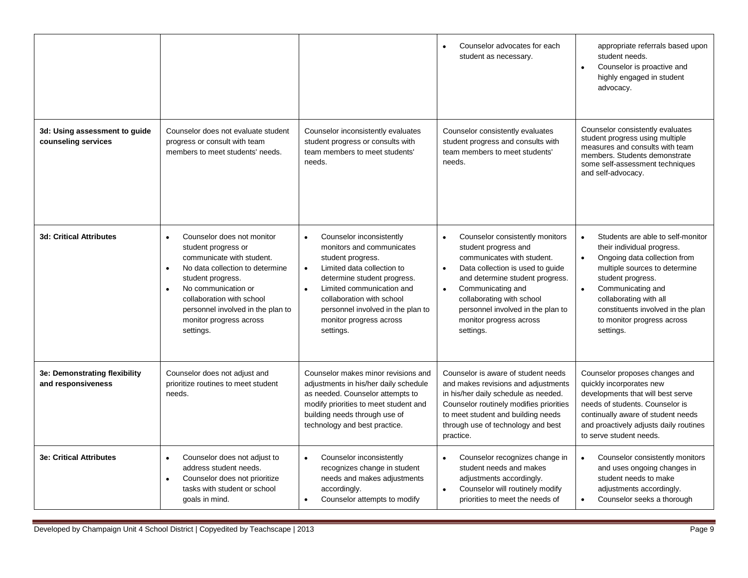| | | | | |
|---|---|---|---|---|
| | | | • Counselor advocates for each student as necessary. | appropriate referrals based upon student needs.<br>• Counselor is proactive and highly engaged in student advocacy. |
| **3d: Using assessment to guide counseling services** | Counselor does not evaluate student progress or consult with team members to meet students' needs. | Counselor inconsistently evaluates student progress or consults with team members to meet students' needs. | Counselor consistently evaluates student progress and consults with team members to meet students' needs. | Counselor consistently evaluates student progress using multiple measures and consults with team members. Students demonstrate some self-assessment techniques and self-advocacy. |
| **3d: Critical Attributes** | • Counselor does not monitor student progress or communicate with student.<br>• No data collection to determine student progress.<br>• No communication or collaboration with school personnel involved in the plan to monitor progress across settings. | • Counselor inconsistently monitors and communicates student progress.<br>• Limited data collection to determine student progress.<br>• Limited communication and collaboration with school personnel involved in the plan to monitor progress across settings. | • Counselor consistently monitors student progress and communicates with student.<br>• Data collection is used to guide and determine student progress.<br>• Communicating and collaborating with school personnel involved in the plan to monitor progress across settings. | • Students are able to self-monitor their individual progress.<br>• Ongoing data collection from multiple sources to determine student progress.<br>• Communicating and collaborating with all constituents involved in the plan to monitor progress across settings. |
| **3e: Demonstrating flexibility and responsiveness** | Counselor does not adjust and prioritize routines to meet student needs. | Counselor makes minor revisions and adjustments in his/her daily schedule as needed. Counselor attempts to modify priorities to meet student and building needs through use of technology and best practice. | Counselor is aware of student needs and makes revisions and adjustments in his/her daily schedule as needed. Counselor routinely modifies priorities to meet student and building needs through use of technology and best practice. | Counselor proposes changes and quickly incorporates new developments that will best serve needs of students. Counselor is continually aware of student needs and proactively adjusts daily routines to serve student needs. |
| **3e: Critical Attributes** | • Counselor does not adjust to address student needs.<br>• Counselor does not prioritize tasks with student or school goals in mind. | • Counselor inconsistently recognizes change in student needs and makes adjustments accordingly.<br>• Counselor attempts to modify | • Counselor recognizes change in student needs and makes adjustments accordingly.<br>• Counselor will routinely modify priorities to meet the needs of | • Counselor consistently monitors and uses ongoing changes in student needs to make adjustments accordingly.<br>• Counselor seeks a thorough |

Developed by Champaign Unit 4 School District | Copyedited by Teachscape | 2013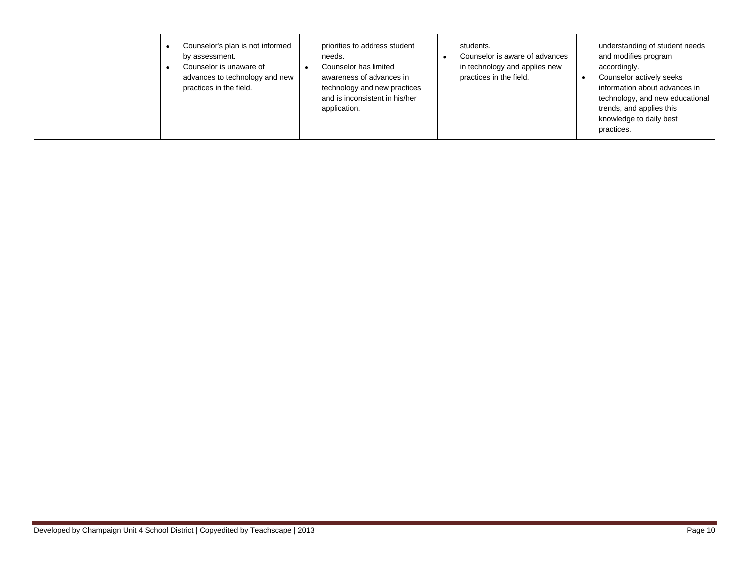| | | | | |
|---|---|---|---|---|
| | • Counselor's plan is not informed by assessment.<br>• Counselor is unaware of advances to technology and new practices in the field. | priorities to address student needs.<br>• Counselor has limited awareness of advances in technology and new practices and is inconsistent in his/her application. | students.<br>• Counselor is aware of advances in technology and applies new practices in the field. | understanding of student needs and modifies program accordingly.<br>• Counselor actively seeks information about advances in technology, and new educational trends, and applies this knowledge to daily best practices. |

Developed by Champaign Unit 4 School District | Copyedited by Teachscape | 2013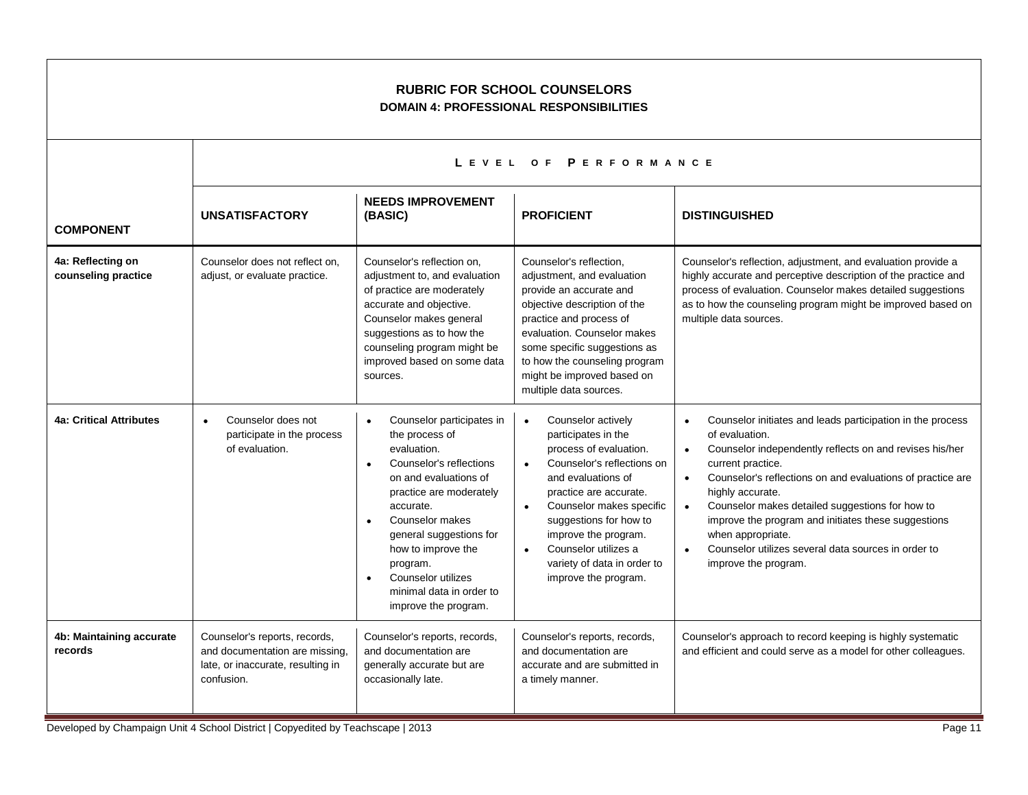# RUBRIC FOR SCHOOL COUNSELORS

## DOMAIN 4: PROFESSIONAL RESPONSIBILITIES

| | LEVEL OF PERFORMANCE | | | |
|---|---|---|---|---|
| **COMPONENT** | **UNSATISFACTORY** | **NEEDS IMPROVEMENT (BASIC)** | **PROFICIENT** | **DISTINGUISHED** |
| **4a: Reflecting on counseling practice** | Counselor does not reflect on, adjust, or evaluate practice. | Counselor's reflection on, adjustment to, and evaluation of practice are moderately accurate and objective. Counselor makes general suggestions as to how the counseling program might be improved based on some data sources. | Counselor's reflection, adjustment, and evaluation provide an accurate and objective description of the practice and process of evaluation. Counselor makes some specific suggestions as to how the counseling program might be improved based on multiple data sources. | Counselor's reflection, adjustment, and evaluation provide a highly accurate and perceptive description of the practice and process of evaluation. Counselor makes detailed suggestions as to how the counseling program might be improved based on multiple data sources. |
| **4a: Critical Attributes** | • Counselor does not participate in the process of evaluation. | • Counselor participates in the process of evaluation.<br>• Counselor's reflections on and evaluations of practice are moderately accurate.<br>• Counselor makes general suggestions for how to improve the program.<br>• Counselor utilizes minimal data in order to improve the program. | • Counselor actively participates in the process of evaluation.<br>• Counselor's reflections on and evaluations of practice are accurate.<br>• Counselor makes specific suggestions for how to improve the program.<br>• Counselor utilizes a variety of data in order to improve the program. | • Counselor initiates and leads participation in the process of evaluation.<br>• Counselor independently reflects on and revises his/her current practice.<br>• Counselor's reflections on and evaluations of practice are highly accurate.<br>• Counselor makes detailed suggestions for how to improve the program and initiates these suggestions when appropriate.<br>• Counselor utilizes several data sources in order to improve the program. |
| **4b: Maintaining accurate records** | Counselor's reports, records, and documentation are missing, late, or inaccurate, resulting in confusion. | Counselor's reports, records, and documentation are generally accurate but are occasionally late. | Counselor's reports, records, and documentation are accurate and are submitted in a timely manner. | Counselor's approach to record keeping is highly systematic and efficient and could serve as a model for other colleagues. |

Developed by Champaign Unit 4 School District | Copyedited by Teachscape | 2013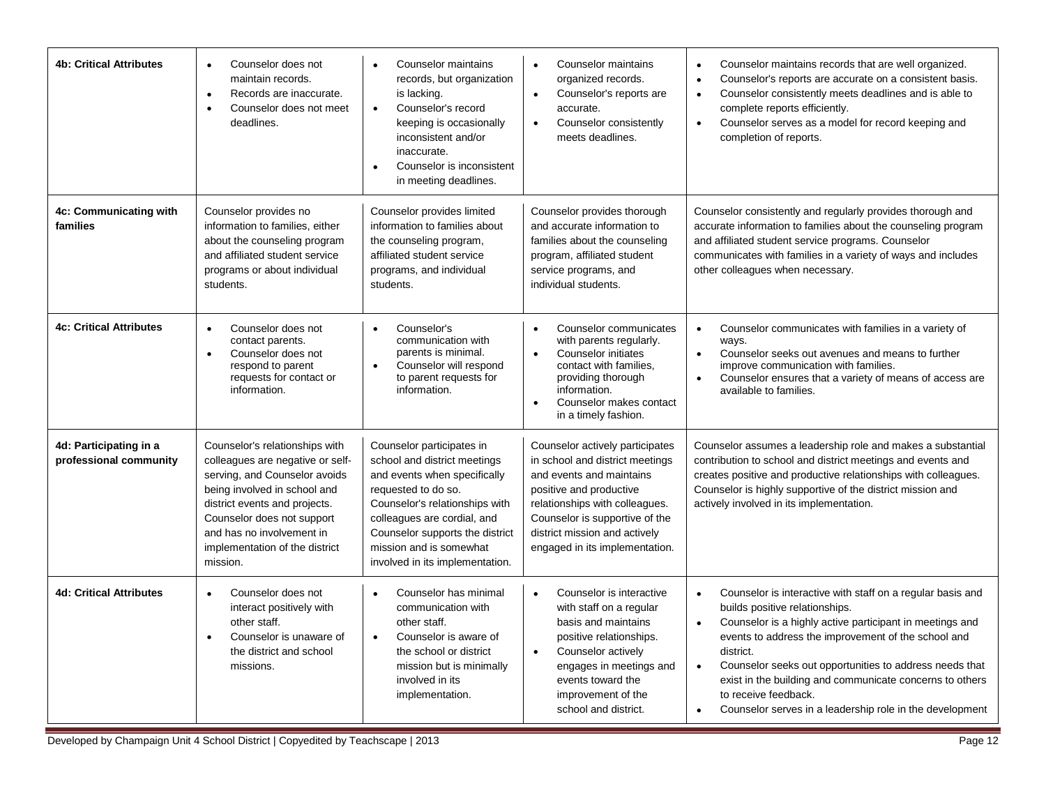| | | | | |
|---|---|---|---|---|
| **4b: Critical Attributes** | • Counselor does not maintain records.<br>• Records are inaccurate.<br>• Counselor does not meet deadlines. | • Counselor maintains records, but organization is lacking.<br>• Counselor's record keeping is occasionally inconsistent and/or inaccurate.<br>• Counselor is inconsistent in meeting deadlines. | • Counselor maintains organized records.<br>• Counselor's reports are accurate.<br>• Counselor consistently meets deadlines. | • Counselor maintains records that are well organized.<br>• Counselor's reports are accurate on a consistent basis.<br>• Counselor consistently meets deadlines and is able to complete reports efficiently.<br>• Counselor serves as a model for record keeping and completion of reports. |
| **4c: Communicating with families** | Counselor provides no information to families, either about the counseling program and affiliated student service programs or about individual students. | Counselor provides limited information to families about the counseling program, affiliated student service programs, and individual students. | Counselor provides thorough and accurate information to families about the counseling program, affiliated student service programs, and individual students. | Counselor consistently and regularly provides thorough and accurate information to families about the counseling program and affiliated student service programs. Counselor communicates with families in a variety of ways and includes other colleagues when necessary. |
| **4c: Critical Attributes** | • Counselor does not contact parents.<br>• Counselor does not respond to parent requests for contact or information. | • Counselor's communication with parents is minimal.<br>• Counselor will respond to parent requests for information. | • Counselor communicates with parents regularly.<br>• Counselor initiates contact with families, providing thorough information.<br>• Counselor makes contact in a timely fashion. | • Counselor communicates with families in a variety of ways.<br>• Counselor seeks out avenues and means to further improve communication with families.<br>• Counselor ensures that a variety of means of access are available to families. |
| **4d: Participating in a professional community** | Counselor's relationships with colleagues are negative or self-serving, and Counselor avoids being involved in school and district events and projects. Counselor does not support and has no involvement in implementation of the district mission. | Counselor participates in school and district meetings and events when specifically requested to do so. Counselor's relationships with colleagues are cordial, and Counselor supports the district mission and is somewhat involved in its implementation. | Counselor actively participates in school and district meetings and events and maintains positive and productive relationships with colleagues. Counselor is supportive of the district mission and actively engaged in its implementation. | Counselor assumes a leadership role and makes a substantial contribution to school and district meetings and events and creates positive and productive relationships with colleagues. Counselor is highly supportive of the district mission and actively involved in its implementation. |
| **4d: Critical Attributes** | • Counselor does not interact positively with other staff.<br>• Counselor is unaware of the district and school missions. | • Counselor has minimal communication with other staff.<br>• Counselor is aware of the school or district mission but is minimally involved in its implementation. | • Counselor is interactive with staff on a regular basis and maintains positive relationships.<br>• Counselor actively engages in meetings and events toward the improvement of the school and district. | • Counselor is interactive with staff on a regular basis and builds positive relationships.<br>• Counselor is a highly active participant in meetings and events to address the improvement of the school and district.<br>• Counselor seeks out opportunities to address needs that exist in the building and communicate concerns to others to receive feedback.<br>• Counselor serves in a leadership role in the development |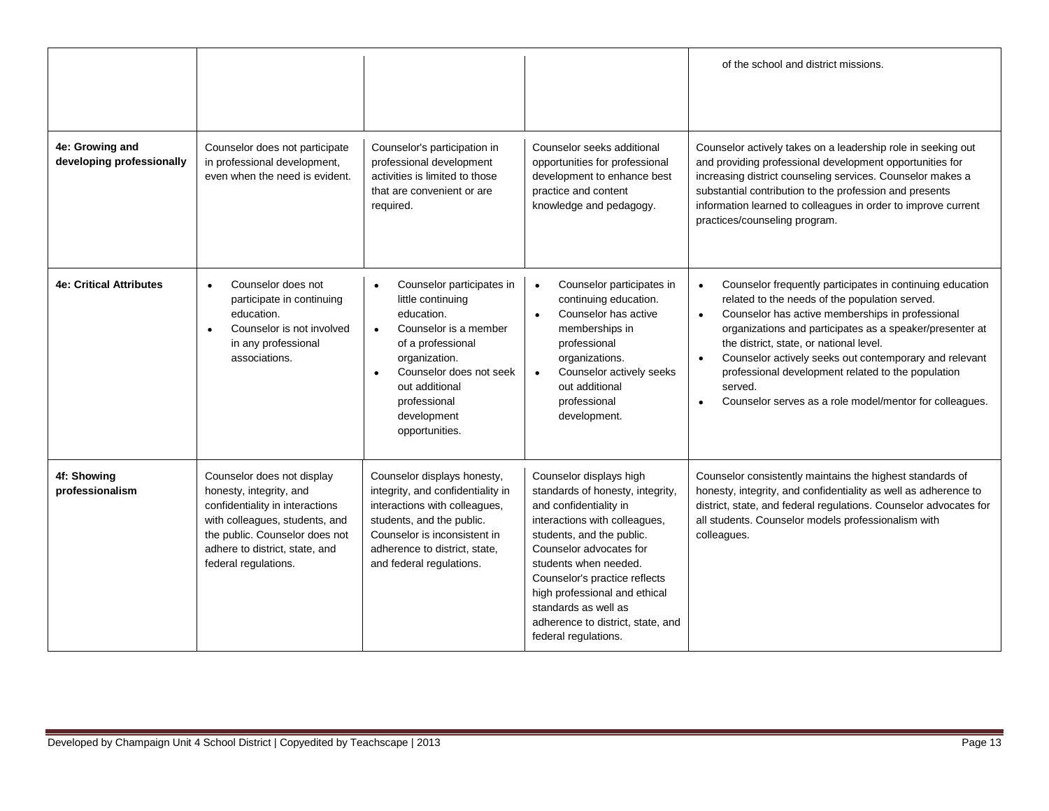| | | | | |
|---|---|---|---|---|
| | | | | of the school and district missions. |
| **4e: Growing and developing professionally** | Counselor does not participate in professional development, even when the need is evident. | Counselor's participation in professional development activities is limited to those that are convenient or are required. | Counselor seeks additional opportunities for professional development to enhance best practice and content knowledge and pedagogy. | Counselor actively takes on a leadership role in seeking out and providing professional development opportunities for increasing district counseling services. Counselor makes a substantial contribution to the profession and presents information learned to colleagues in order to improve current practices/counseling program. |
| **4e: Critical Attributes** | • Counselor does not participate in continuing education.<br>• Counselor is not involved in any professional associations. | • Counselor participates in little continuing education.<br>• Counselor is a member of a professional organization.<br>• Counselor does not seek out additional professional development opportunities. | • Counselor participates in continuing education.<br>• Counselor has active memberships in professional organizations.<br>• Counselor actively seeks out additional professional development. | • Counselor frequently participates in continuing education related to the needs of the population served.<br>• Counselor has active memberships in professional organizations and participates as a speaker/presenter at the district, state, or national level.<br>• Counselor actively seeks out contemporary and relevant professional development related to the population served.<br>• Counselor serves as a role model/mentor for colleagues. |
| **4f: Showing professionalism** | Counselor does not display honesty, integrity, and confidentiality in interactions with colleagues, students, and the public. Counselor does not adhere to district, state, and federal regulations. | Counselor displays honesty, integrity, and confidentiality in interactions with colleagues, students, and the public. Counselor is inconsistent in adherence to district, state, and federal regulations. | Counselor displays high standards of honesty, integrity, and confidentiality in interactions with colleagues, students, and the public. Counselor advocates for students when needed. Counselor's practice reflects high professional and ethical standards as well as adherence to district, state, and federal regulations. | Counselor consistently maintains the highest standards of honesty, integrity, and confidentiality as well as adherence to district, state, and federal regulations. Counselor advocates for all students. Counselor models professionalism with colleagues. |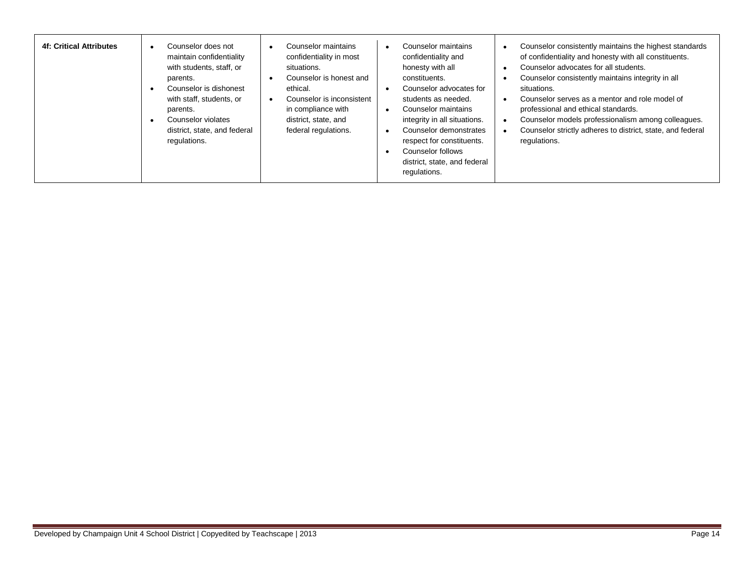| | | | | |
|---|---|---|---|---|
| **4f: Critical Attributes** | • Counselor does not maintain confidentiality with students, staff, or parents.<br>• Counselor is dishonest with staff, students, or parents.<br>• Counselor violates district, state, and federal regulations. | • Counselor maintains confidentiality in most situations.<br>• Counselor is honest and ethical.<br>• Counselor is inconsistent in compliance with district, state, and federal regulations. | • Counselor maintains confidentiality and honesty with all constituents.<br>• Counselor advocates for students as needed.<br>• Counselor maintains integrity in all situations.<br>• Counselor demonstrates respect for constituents.<br>• Counselor follows district, state, and federal regulations. | • Counselor consistently maintains the highest standards of confidentiality and honesty with all constituents.<br>• Counselor advocates for all students.<br>• Counselor consistently maintains integrity in all situations.<br>• Counselor serves as a mentor and role model of professional and ethical standards.<br>• Counselor models professionalism among colleagues.<br>• Counselor strictly adheres to district, state, and federal regulations. |

Developed by Champaign Unit 4 School District | Copyedited by Teachscape | 2013